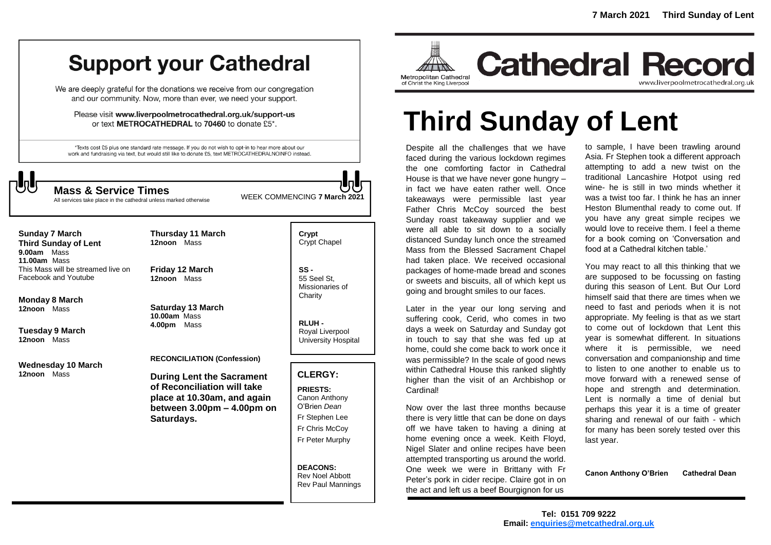# Support your Cathedral

We are deeply grateful for the donations we receive from our congregation and our community. Now, more than ever, we need your support.

Please visit **www.liverpoolmetrocathedral.org.uk/support-us** or text **METROCATHEDRAL** to **70460** to donate £5*.

*Texts cost £5 plus one standard rate message. If you do not wish to opt-in to hear more about our work and fundraising via text, but would still like to donate £5, text METROCATHEDRALNOINFO instead.

## Mass & Service Times

All services take place in the cathedral unless marked otherwise

WEEK COMMENCING **7 March 2021**

**Sunday 7 March**
**Third Sunday of Lent**
**9.00am** Mass
**11.00am** Mass
This Mass will be streamed live on Facebook and Youtube

**Monday 8 March**
**12noon** Mass

**Tuesday 9 March**
**12noon** Mass

**Wednesday 10 March**
**12noon** Mass

**Thursday 11 March**
**12noon** Mass

**Friday 12 March**
**12noon** Mass

**Saturday 13 March**
**10.00am** Mass
**4.00pm** Mass

**RECONCILIATION (Confession)**

**During Lent the Sacrament of Reconciliation will take place at 10.30am, and again between 3.00pm – 4.00pm on Saturdays.**

**Crypt**
Crypt Chapel

**SS -**
55 Seel St, Missionaries of Charity

**RLUH -**
Royal Liverpool University Hospital

## CLERGY:

**PRIESTS:**
Canon Anthony O'Brien *Dean*
Fr Stephen Lee
Fr Chris McCoy
Fr Peter Murphy

**DEACONS:**
Rev Noel Abbott
Rev Paul Mannings

**7 March 2021 Third Sunday of Lent**

Metropolitan Cathedral of Christ the King Liverpool

# Cathedral Record

www.liverpoolmetrocathedral.org.uk

# Third Sunday of Lent

Despite all the challenges that we have faced during the various lockdown regimes the one comforting factor in Cathedral House is that we have never gone hungry – in fact we have eaten rather well. Once takeaways were permissible last year Father Chris McCoy sourced the best Sunday roast takeaway supplier and we were all able to sit down to a socially distanced Sunday lunch once the streamed Mass from the Blessed Sacrament Chapel had taken place. We received occasional packages of home-made bread and scones or sweets and biscuits, all of which kept us going and brought smiles to our faces.

Later in the year our long serving and suffering cook, Cerid, who comes in two days a week on Saturday and Sunday got in touch to say that she was fed up at home, could she come back to work once it was permissible? In the scale of good news within Cathedral House this ranked slightly higher than the visit of an Archbishop or Cardinal!

Now over the last three months because there is very little that can be done on days off we have taken to having a dining at home evening once a week. Keith Floyd, Nigel Slater and online recipes have been attempted transporting us around the world. One week we were in Brittany with Fr Peter's pork in cider recipe. Claire got in on the act and left us a beef Bourgignon for us to sample, I have been trawling around Asia. Fr Stephen took a different approach attempting to add a new twist on the traditional Lancashire Hotpot using red wine- he is still in two minds whether it was a twist too far. I think he has an inner Heston Blumenthal ready to come out. If you have any great simple recipes we would love to receive them. I feel a theme for a book coming on 'Conversation and food at a Cathedral kitchen table.'

You may react to all this thinking that we are supposed to be focussing on fasting during this season of Lent. But Our Lord himself said that there are times when we need to fast and periods when it is not appropriate. My feeling is that as we start to come out of lockdown that Lent this year is somewhat different. In situations where it is permissible, we need conversation and companionship and time to listen to one another to enable us to move forward with a renewed sense of hope and strength and determination. Lent is normally a time of denial but perhaps this year it is a time of greater sharing and renewal of our faith - which for many has been sorely tested over this last year.

**Canon Anthony O'Brien Cathedral Dean**

**Tel: 0151 709 9222**
**Email: enquiries@metcathedral.org.uk**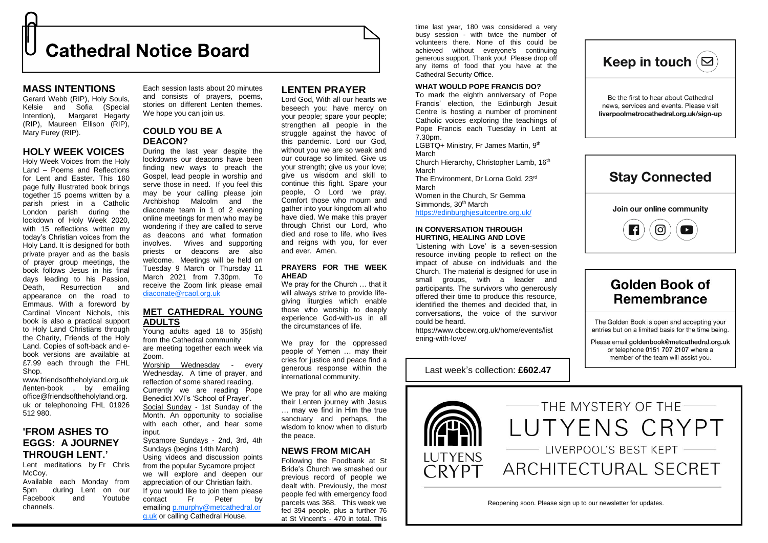# Cathedral Notice Board

## MASS INTENTIONS

Gerard Webb (RIP), Holy Souls, Kelsie and Sofia (Special Intention), Margaret Hegarty (RIP), Maureen Ellison (RIP), Mary Furey (RIP).

## HOLY WEEK VOICES

Holy Week Voices from the Holy Land – Poems and Reflections for Lent and Easter. This 160 page fully illustrated book brings together 15 poems written by a parish priest in a Catholic London parish during the lockdown of Holy Week 2020, with 15 reflections written my today's Christian voices from the Holy Land. It is designed for both private prayer and as the basis of prayer group meetings, the book follows Jesus in his final days leading to his Passion, Death, Resurrection and appearance on the road to Emmaus. With a foreword by Cardinal Vincent Nichols, this book is also a practical support to Holy Land Christians through the Charity, Friends of the Holy Land. Copies of soft-back and e-book versions are available at £7.99 each through the FHL Shop.

www.friendsoftheholyland.org.uk/lenten-book , by emailing office@friendsoftheholyland.org.uk or telephonoing FHL 01926 512 980.

## 'FROM ASHES TO EGGS: A JOURNEY THROUGH LENT.'

Lent meditations by Fr Chris McCoy.

Available each Monday from 5pm during Lent on our Facebook and Youtube channels.

Each session lasts about 20 minutes and consists of prayers, poems, stories on different Lenten themes. We hope you can join us.

## COULD YOU BE A DEACON?

During the last year despite the lockdowns our deacons have been finding new ways to preach the Gospel, lead people in worship and serve those in need. If you feel this may be your calling please join Archbishop Malcolm and the diaconate team in 1 of 2 evening online meetings for men who may be wondering if they are called to serve as deacons and what formation involves. Wives and supporting priests or deacons are also welcome. Meetings will be held on Tuesday 9 March or Thursday 11 March 2021 from 7.30pm. To receive the Zoom link please email diaconate@rcaol.org.uk

## MET CATHEDRAL YOUNG ADULTS

Young adults aged 18 to 35(ish) from the Cathedral community are meeting together each week via Zoom.

Worship Wednesday - every Wednesday. A time of prayer, and reflection of some shared reading. Currently we are reading Pope Benedict XVI's 'School of Prayer'.

Social Sunday - 1st Sunday of the Month. An opportunity to socialise with each other, and hear some input.

Sycamore Sundays - 2nd, 3rd, 4th Sundays (begins 14th March) Using videos and discussion points from the popular Sycamore project we will explore and deepen our appreciation of our Christian faith.

If you would like to join them please contact Fr Peter by emailing p.murphy@metcathedral.org.uk or calling Cathedral House.

## LENTEN PRAYER

Lord God, With all our hearts we beseech you: have mercy on your people; spare your people; strengthen all people in the struggle against the havoc of this pandemic. Lord our God, without you we are so weak and our courage so limited. Give us your strength; give us your love; give us wisdom and skill to continue this fight. Spare your people, O Lord we pray. Comfort those who mourn and gather into your kingdom all who have died. We make this prayer through Christ our Lord, who died and rose to life, who lives and reigns with you, for ever and ever. Amen.

### PRAYERS FOR THE WEEK AHEAD

We pray for the Church … that it will always strive to provide life-giving liturgies which enable those who worship to deeply experience God-with-us in all the circumstances of life.

We pray for the oppressed people of Yemen … may their cries for justice and peace find a generous response within the international community.

We pray for all who are making their Lenten journey with Jesus … may we find in Him the true sanctuary and perhaps, the wisdom to know when to disturb the peace.

## NEWS FROM MICAH

Following the Foodbank at St Bride's Church we smashed our previous record of people we dealt with. Previously, the most people fed with emergency food parcels was 368. This week we fed 394 people, plus a further 76 at St Vincent's - 470 in total. This time last year, 180 was considered a very busy session - with twice the number of volunteers there. None of this could be achieved without everyone's continuing generous support. Thank you! Please drop off any items of food that you have at the Cathedral Security Office.

### WHAT WOULD POPE FRANCIS DO?

To mark the eighth anniversary of Pope Francis' election, the Edinburgh Jesuit Centre is hosting a number of prominent Catholic voices exploring the teachings of Pope Francis each Tuesday in Lent at 7.30pm.

LGBTQ+ Ministry, Fr James Martin, 9th March
Church Hierarchy, Christopher Lamb, 16th March
The Environment, Dr Lorna Gold, 23rd March
Women in the Church, Sr Gemma Simmonds, 30th March
https://edinburghjesuitcentre.org.uk/

### IN CONVERSATION THROUGH HURTING, HEALING AND LOVE

'Listening with Love' is a seven-session resource inviting people to reflect on the impact of abuse on individuals and the Church. The material is designed for use in small groups, with a leader and participants. The survivors who generously offered their time to produce this resource, identified the themes and decided that, in conversations, the voice of the survivor could be heard.

https://www.cbcew.org.uk/home/events/listening-with-love/

Last week's collection: **£602.47**

## Keep in touch

Be the first to hear about Cathedral news, services and events. Please visit **liverpoolmetrocathedral.org.uk/sign-up**

## Stay Connected

Join our online community

## Golden Book of Remembrance

The Golden Book is open and accepting your entries but on a limited basis for the time being.

Please email **goldenbook@metcathedral.org.uk** or telephone **0151 707 2107** where a member of the team will assist you.

LUTYENS CRYPT

THE MYSTERY OF THE LUTYENS CRYPT — LIVERPOOL'S BEST KEPT ARCHITECTURAL SECRET

Reopening soon. Please sign up to our newsletter for updates.